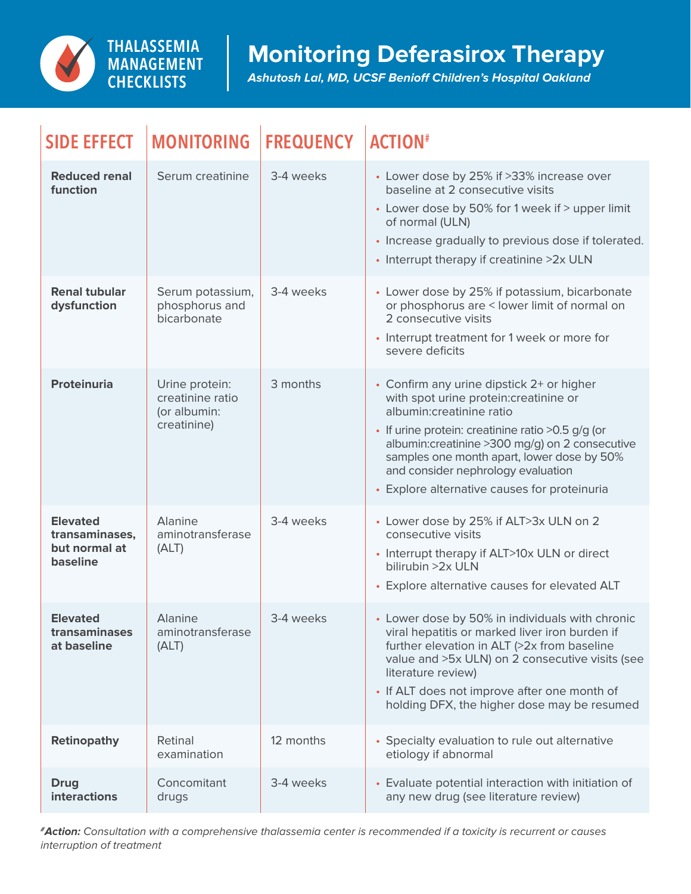THALASSEMIA MANAGEMENT CHECKLISTS

# Monitoring Deferasirox Therapy

*Ashutosh Lal, MD, UCSF Benioff Children's Hospital Oakland*

| SIDE EFFECT | MONITORING | FREQUENCY | ACTION# |
|---|---|---|---|
| **Reduced renal function** | Serum creatinine | 3-4 weeks | • Lower dose by 25% if >33% increase over baseline at 2 consecutive visits<br>• Lower dose by 50% for 1 week if > upper limit of normal (ULN)<br>• Increase gradually to previous dose if tolerated.<br>• Interrupt therapy if creatinine >2x ULN |
| **Renal tubular dysfunction** | Serum potassium, phosphorus and bicarbonate | 3-4 weeks | • Lower dose by 25% if potassium, bicarbonate or phosphorus are < lower limit of normal on 2 consecutive visits<br>• Interrupt treatment for 1 week or more for severe deficits |
| **Proteinuria** | Urine protein: creatinine ratio (or albumin: creatinine) | 3 months | • Confirm any urine dipstick 2+ or higher with spot urine protein:creatinine or albumin:creatinine ratio<br>• If urine protein: creatinine ratio >0.5 g/g (or albumin:creatinine >300 mg/g) on 2 consecutive samples one month apart, lower dose by 50% and consider nephrology evaluation<br>• Explore alternative causes for proteinuria |
| **Elevated transaminases, but normal at baseline** | Alanine aminotransferase (ALT) | 3-4 weeks | • Lower dose by 25% if ALT>3x ULN on 2 consecutive visits<br>• Interrupt therapy if ALT>10x ULN or direct bilirubin >2x ULN<br>• Explore alternative causes for elevated ALT |
| **Elevated transaminases at baseline** | Alanine aminotransferase (ALT) | 3-4 weeks | • Lower dose by 50% in individuals with chronic viral hepatitis or marked liver iron burden if further elevation in ALT (>2x from baseline value and >5x ULN) on 2 consecutive visits (see literature review)<br>• If ALT does not improve after one month of holding DFX, the higher dose may be resumed |
| **Retinopathy** | Retinal examination | 12 months | • Specialty evaluation to rule out alternative etiology if abnormal |
| **Drug interactions** | Concomitant drugs | 3-4 weeks | • Evaluate potential interaction with initiation of any new drug (see literature review) |

*#**Action:** Consultation with a comprehensive thalassemia center is recommended if a toxicity is recurrent or causes interruption of treatment*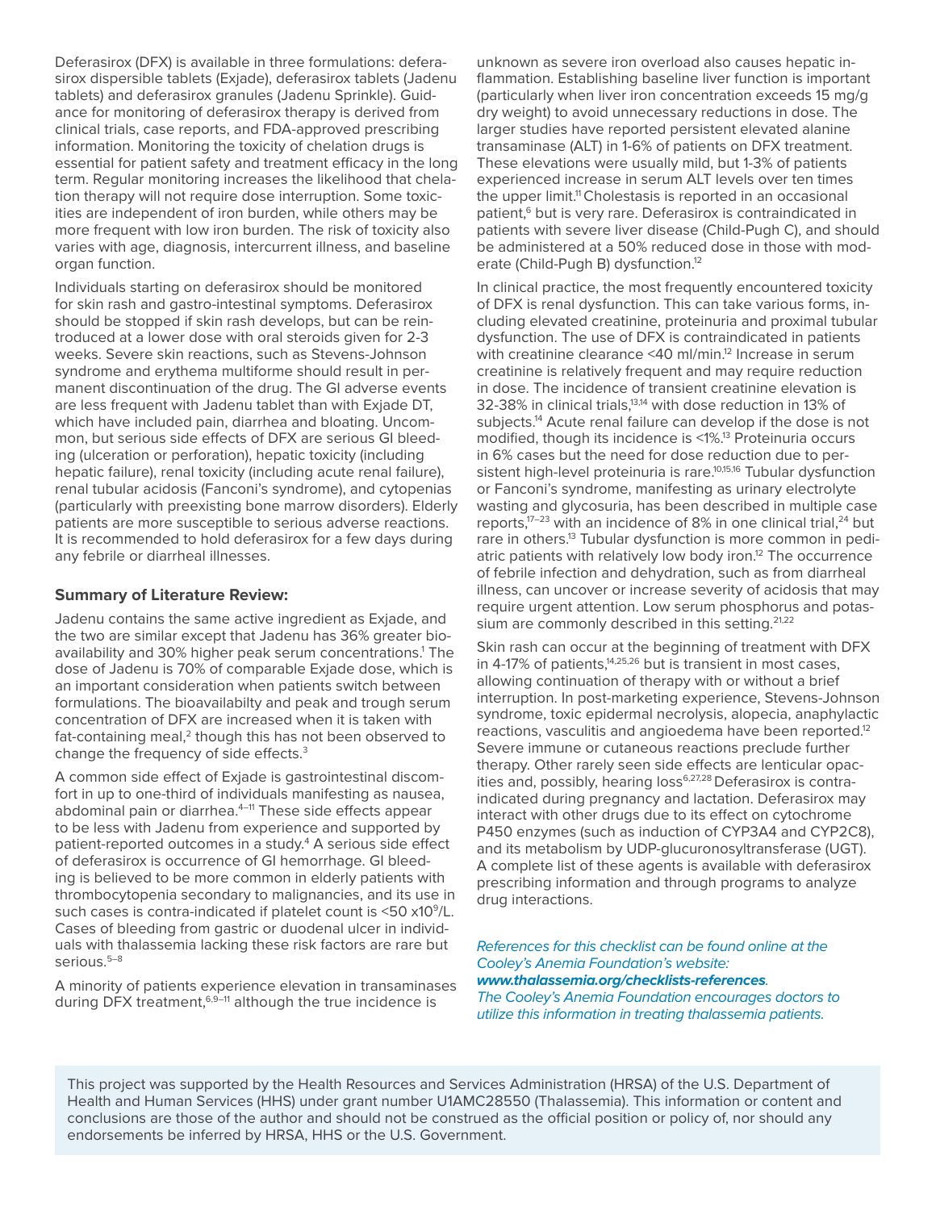Deferasirox (DFX) is available in three formulations: deferasirox dispersible tablets (Exjade), deferasirox tablets (Jadenu tablets) and deferasirox granules (Jadenu Sprinkle). Guidance for monitoring of deferasirox therapy is derived from clinical trials, case reports, and FDA-approved prescribing information. Monitoring the toxicity of chelation drugs is essential for patient safety and treatment efficacy in the long term. Regular monitoring increases the likelihood that chelation therapy will not require dose interruption. Some toxicities are independent of iron burden, while others may be more frequent with low iron burden. The risk of toxicity also varies with age, diagnosis, intercurrent illness, and baseline organ function.

Individuals starting on deferasirox should be monitored for skin rash and gastro-intestinal symptoms. Deferasirox should be stopped if skin rash develops, but can be reintroduced at a lower dose with oral steroids given for 2-3 weeks. Severe skin reactions, such as Stevens-Johnson syndrome and erythema multiforme should result in permanent discontinuation of the drug. The GI adverse events are less frequent with Jadenu tablet than with Exjade DT, which have included pain, diarrhea and bloating. Uncommon, but serious side effects of DFX are serious GI bleeding (ulceration or perforation), hepatic toxicity (including hepatic failure), renal toxicity (including acute renal failure), renal tubular acidosis (Fanconi's syndrome), and cytopenias (particularly with preexisting bone marrow disorders). Elderly patients are more susceptible to serious adverse reactions. It is recommended to hold deferasirox for a few days during any febrile or diarrheal illnesses.

### Summary of Literature Review:

Jadenu contains the same active ingredient as Exjade, and the two are similar except that Jadenu has 36% greater bioavailability and 30% higher peak serum concentrations.[1] The dose of Jadenu is 70% of comparable Exjade dose, which is an important consideration when patients switch between formulations. The bioavailabilty and peak and trough serum concentration of DFX are increased when it is taken with fat-containing meal,[2] though this has not been observed to change the frequency of side effects.[3]

A common side effect of Exjade is gastrointestinal discomfort in up to one-third of individuals manifesting as nausea, abdominal pain or diarrhea.[4–11] These side effects appear to be less with Jadenu from experience and supported by patient-reported outcomes in a study.[4] A serious side effect of deferasirox is occurrence of GI hemorrhage. GI bleeding is believed to be more common in elderly patients with thrombocytopenia secondary to malignancies, and its use in such cases is contra-indicated if platelet count is <50 x$10^9$/L. Cases of bleeding from gastric or duodenal ulcer in individuals with thalassemia lacking these risk factors are rare but serious.[5–8]

A minority of patients experience elevation in transaminases during DFX treatment,[6,9–11] although the true incidence is unknown as severe iron overload also causes hepatic inflammation. Establishing baseline liver function is important (particularly when liver iron concentration exceeds 15 mg/g dry weight) to avoid unnecessary reductions in dose. The larger studies have reported persistent elevated alanine transaminase (ALT) in 1-6% of patients on DFX treatment. These elevations were usually mild, but 1-3% of patients experienced increase in serum ALT levels over ten times the upper limit.[11] Cholestasis is reported in an occasional patient,[6] but is very rare. Deferasirox is contraindicated in patients with severe liver disease (Child-Pugh C), and should be administered at a 50% reduced dose in those with moderate (Child-Pugh B) dysfunction.[12]

In clinical practice, the most frequently encountered toxicity of DFX is renal dysfunction. This can take various forms, including elevated creatinine, proteinuria and proximal tubular dysfunction. The use of DFX is contraindicated in patients with creatinine clearance <40 ml/min.[12] Increase in serum creatinine is relatively frequent and may require reduction in dose. The incidence of transient creatinine elevation is 32-38% in clinical trials,[13,14] with dose reduction in 13% of subjects.[14] Acute renal failure can develop if the dose is not modified, though its incidence is <1%.[13] Proteinuria occurs in 6% cases but the need for dose reduction due to persistent high-level proteinuria is rare.[10,15,16] Tubular dysfunction or Fanconi's syndrome, manifesting as urinary electrolyte wasting and glycosuria, has been described in multiple case reports,[17–23] with an incidence of 8% in one clinical trial,[24] but rare in others.[13] Tubular dysfunction is more common in pediatric patients with relatively low body iron.[12] The occurrence of febrile infection and dehydration, such as from diarrheal illness, can uncover or increase severity of acidosis that may require urgent attention. Low serum phosphorus and potassium are commonly described in this setting.[21,22]

Skin rash can occur at the beginning of treatment with DFX in 4-17% of patients,[14,25,26] but is transient in most cases, allowing continuation of therapy with or without a brief interruption. In post-marketing experience, Stevens-Johnson syndrome, toxic epidermal necrolysis, alopecia, anaphylactic reactions, vasculitis and angioedema have been reported.[12] Severe immune or cutaneous reactions preclude further therapy. Other rarely seen side effects are lenticular opacities and, possibly, hearing loss[6,27,28] Deferasirox is contraindicated during pregnancy and lactation. Deferasirox may interact with other drugs due to its effect on cytochrome P450 enzymes (such as induction of CYP3A4 and CYP2C8), and its metabolism by UDP-glucuronosyltransferase (UGT). A complete list of these agents is available with deferasirox prescribing information and through programs to analyze drug interactions.

*References for this checklist can be found online at the Cooley's Anemia Foundation's website:* ***www.thalassemia.org/checklists-references****.*
*The Cooley's Anemia Foundation encourages doctors to utilize this information in treating thalassemia patients.*

This project was supported by the Health Resources and Services Administration (HRSA) of the U.S. Department of Health and Human Services (HHS) under grant number U1AMC28550 (Thalassemia). This information or content and conclusions are those of the author and should not be construed as the official position or policy of, nor should any endorsements be inferred by HRSA, HHS or the U.S. Government.